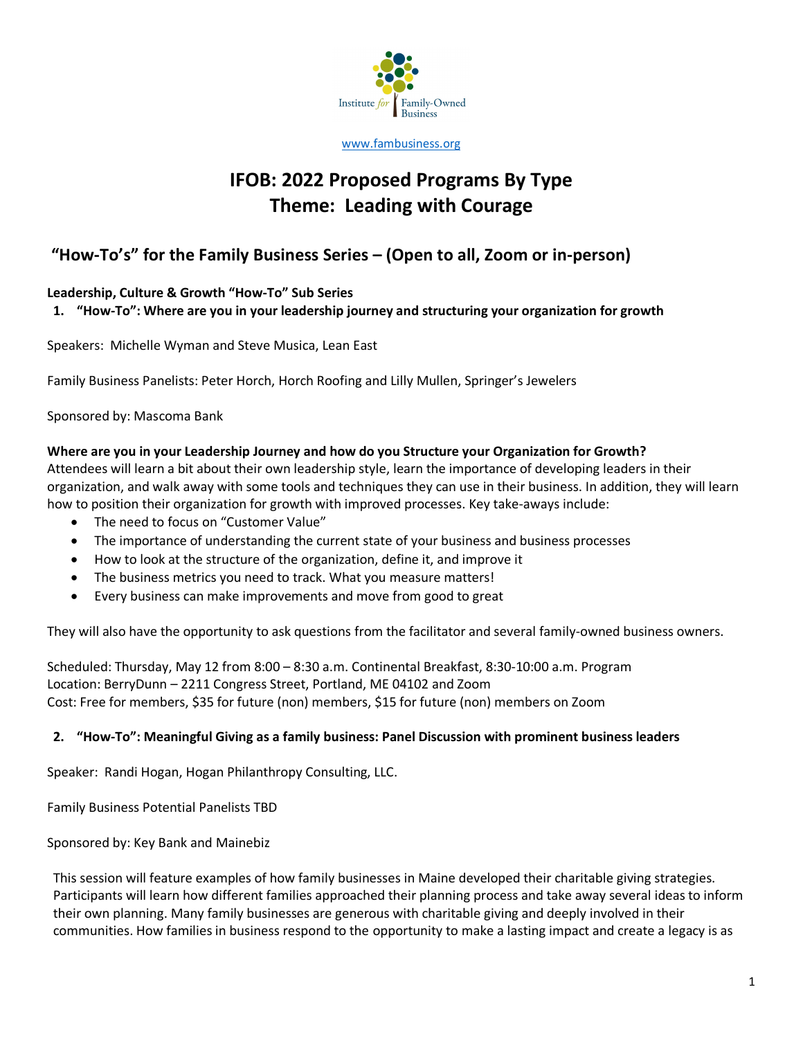Institute for Family-Owned Business

www.fambusiness.org

# IFOB: 2022 Proposed Programs By Type
# Theme: Leading with Courage

## "How-To's" for the Family Business Series – (Open to all, Zoom or in-person)

**Leadership, Culture & Growth "How-To" Sub Series**

1. **"How-To": Where are you in your leadership journey and structuring your organization for growth**

Speakers: Michelle Wyman and Steve Musica, Lean East

Family Business Panelists: Peter Horch, Horch Roofing and Lilly Mullen, Springer's Jewelers

Sponsored by: Mascoma Bank

**Where are you in your Leadership Journey and how do you Structure your Organization for Growth?**
Attendees will learn a bit about their own leadership style, learn the importance of developing leaders in their organization, and walk away with some tools and techniques they can use in their business. In addition, they will learn how to position their organization for growth with improved processes. Key take-aways include:

- The need to focus on "Customer Value"
- The importance of understanding the current state of your business and business processes
- How to look at the structure of the organization, define it, and improve it
- The business metrics you need to track. What you measure matters!
- Every business can make improvements and move from good to great

They will also have the opportunity to ask questions from the facilitator and several family-owned business owners.

Scheduled: Thursday, May 12 from 8:00 – 8:30 a.m. Continental Breakfast, 8:30-10:00 a.m. Program
Location: BerryDunn – 2211 Congress Street, Portland, ME 04102 and Zoom
Cost: Free for members, $35 for future (non) members, $15 for future (non) members on Zoom

2. **"How-To": Meaningful Giving as a family business: Panel Discussion with prominent business leaders**

Speaker: Randi Hogan, Hogan Philanthropy Consulting, LLC.

Family Business Potential Panelists TBD

Sponsored by: Key Bank and Mainebiz

This session will feature examples of how family businesses in Maine developed their charitable giving strategies. Participants will learn how different families approached their planning process and take away several ideas to inform their own planning. Many family businesses are generous with charitable giving and deeply involved in their communities. How families in business respond to the opportunity to make a lasting impact and create a legacy is as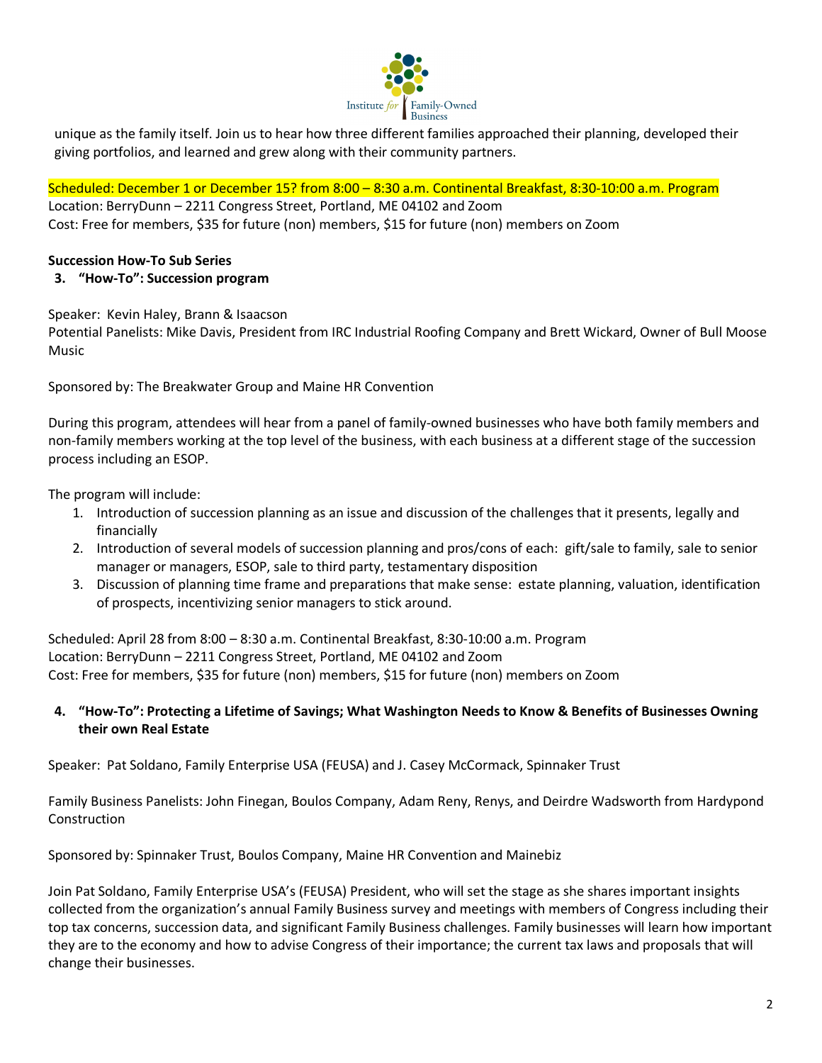unique as the family itself. Join us to hear how three different families approached their planning, developed their giving portfolios, and learned and grew along with their community partners.

Scheduled: December 1 or December 15? from 8:00 – 8:30 a.m. Continental Breakfast, 8:30-10:00 a.m. Program
Location: BerryDunn – 2211 Congress Street, Portland, ME 04102 and Zoom
Cost: Free for members, $35 for future (non) members, $15 for future (non) members on Zoom

**Succession How-To Sub Series**

3. **"How-To": Succession program**

Speaker: Kevin Haley, Brann & Isaacson
Potential Panelists: Mike Davis, President from IRC Industrial Roofing Company and Brett Wickard, Owner of Bull Moose Music

Sponsored by: The Breakwater Group and Maine HR Convention

During this program, attendees will hear from a panel of family-owned businesses who have both family members and non-family members working at the top level of the business, with each business at a different stage of the succession process including an ESOP.

The program will include:

1. Introduction of succession planning as an issue and discussion of the challenges that it presents, legally and financially
2. Introduction of several models of succession planning and pros/cons of each: gift/sale to family, sale to senior manager or managers, ESOP, sale to third party, testamentary disposition
3. Discussion of planning time frame and preparations that make sense: estate planning, valuation, identification of prospects, incentivizing senior managers to stick around.

Scheduled: April 28 from 8:00 – 8:30 a.m. Continental Breakfast, 8:30-10:00 a.m. Program
Location: BerryDunn – 2211 Congress Street, Portland, ME 04102 and Zoom
Cost: Free for members, $35 for future (non) members, $15 for future (non) members on Zoom

4. **"How-To": Protecting a Lifetime of Savings; What Washington Needs to Know & Benefits of Businesses Owning their own Real Estate**

Speaker: Pat Soldano, Family Enterprise USA (FEUSA) and J. Casey McCormack, Spinnaker Trust

Family Business Panelists: John Finegan, Boulos Company, Adam Reny, Renys, and Deirdre Wadsworth from Hardypond Construction

Sponsored by: Spinnaker Trust, Boulos Company, Maine HR Convention and Mainebiz

Join Pat Soldano, Family Enterprise USA's (FEUSA) President, who will set the stage as she shares important insights collected from the organization's annual Family Business survey and meetings with members of Congress including their top tax concerns, succession data, and significant Family Business challenges. Family businesses will learn how important they are to the economy and how to advise Congress of their importance; the current tax laws and proposals that will change their businesses.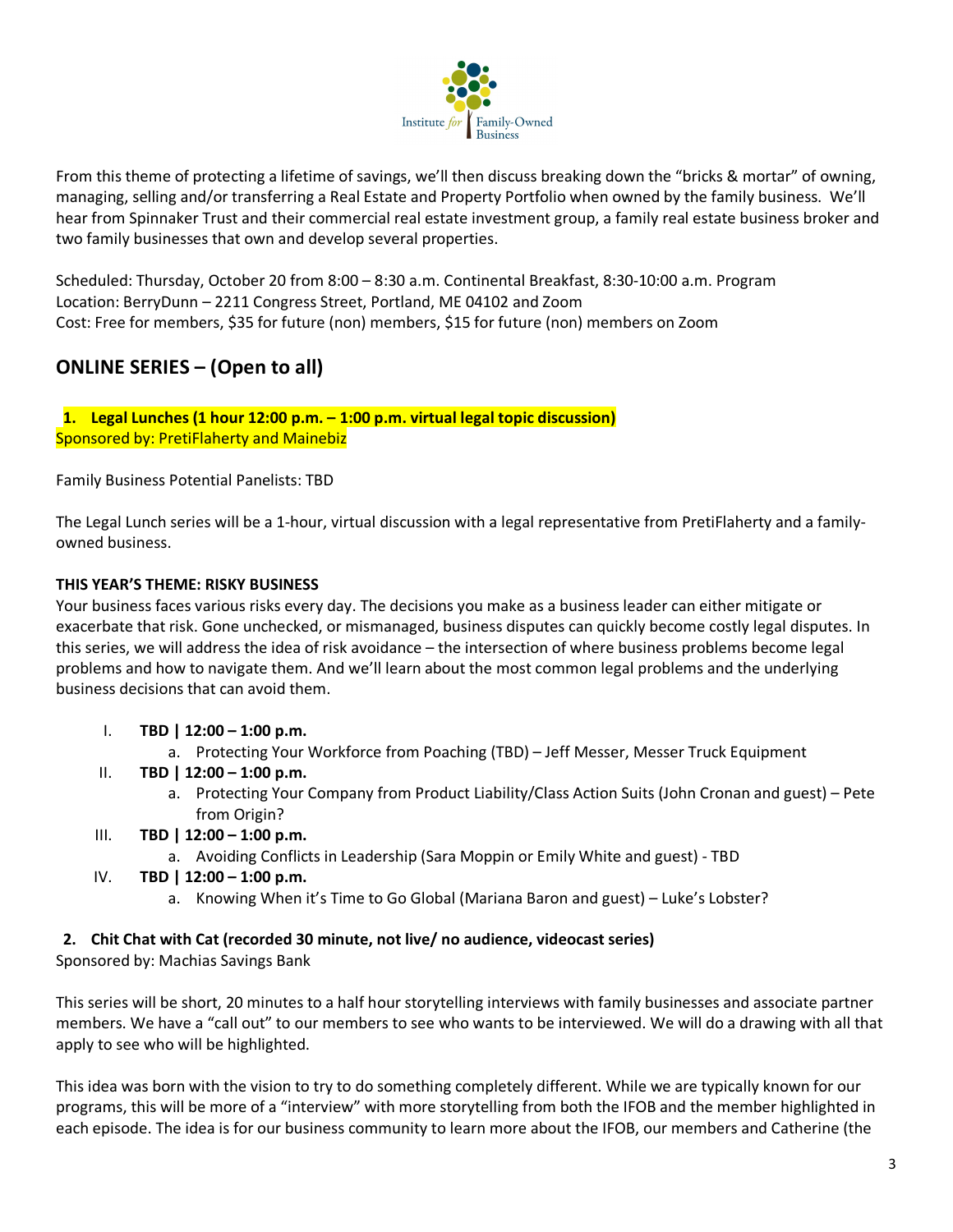From this theme of protecting a lifetime of savings, we'll then discuss breaking down the "bricks & mortar" of owning, managing, selling and/or transferring a Real Estate and Property Portfolio when owned by the family business. We'll hear from Spinnaker Trust and their commercial real estate investment group, a family real estate business broker and two family businesses that own and develop several properties.

Scheduled: Thursday, October 20 from 8:00 – 8:30 a.m. Continental Breakfast, 8:30-10:00 a.m. Program
Location: BerryDunn – 2211 Congress Street, Portland, ME 04102 and Zoom
Cost: Free for members, $35 for future (non) members, $15 for future (non) members on Zoom

## ONLINE SERIES – (Open to all)

**1. Legal Lunches (1 hour 12:00 p.m. – 1:00 p.m. virtual legal topic discussion)**
Sponsored by: PretiFlaherty and Mainebiz

Family Business Potential Panelists: TBD

The Legal Lunch series will be a 1-hour, virtual discussion with a legal representative from PretiFlaherty and a family-owned business.

**THIS YEAR'S THEME: RISKY BUSINESS**
Your business faces various risks every day. The decisions you make as a business leader can either mitigate or exacerbate that risk. Gone unchecked, or mismanaged, business disputes can quickly become costly legal disputes. In this series, we will address the idea of risk avoidance – the intersection of where business problems become legal problems and how to navigate them. And we'll learn about the most common legal problems and the underlying business decisions that can avoid them.

I. **TBD | 12:00 – 1:00 p.m.**
   a. Protecting Your Workforce from Poaching (TBD) – Jeff Messer, Messer Truck Equipment
II. **TBD | 12:00 – 1:00 p.m.**
   a. Protecting Your Company from Product Liability/Class Action Suits (John Cronan and guest) – Pete from Origin?
III. **TBD | 12:00 – 1:00 p.m.**
   a. Avoiding Conflicts in Leadership (Sara Moppin or Emily White and guest) - TBD
IV. **TBD | 12:00 – 1:00 p.m.**
   a. Knowing When it's Time to Go Global (Mariana Baron and guest) – Luke's Lobster?

**2. Chit Chat with Cat (recorded 30 minute, not live/ no audience, videocast series)**
Sponsored by: Machias Savings Bank

This series will be short, 20 minutes to a half hour storytelling interviews with family businesses and associate partner members. We have a "call out" to our members to see who wants to be interviewed. We will do a drawing with all that apply to see who will be highlighted.

This idea was born with the vision to try to do something completely different. While we are typically known for our programs, this will be more of a "interview" with more storytelling from both the IFOB and the member highlighted in each episode. The idea is for our business community to learn more about the IFOB, our members and Catherine (the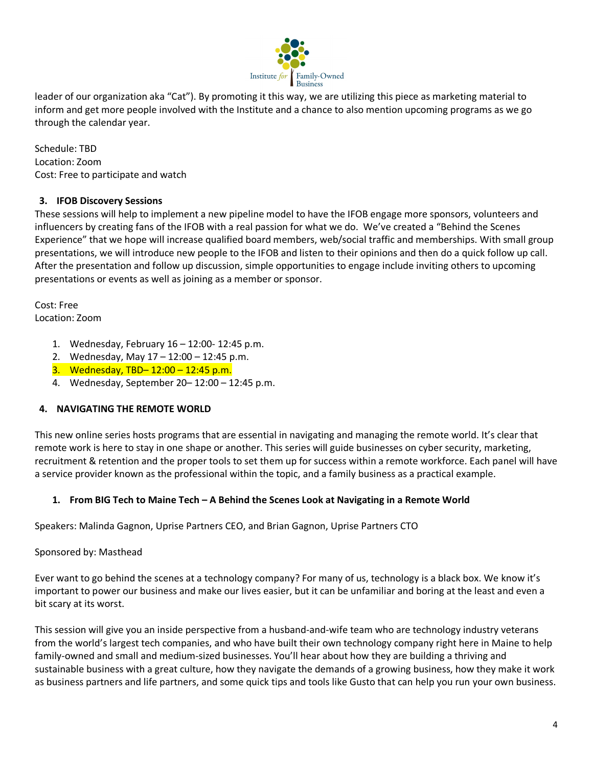leader of our organization aka "Cat"). By promoting it this way, we are utilizing this piece as marketing material to inform and get more people involved with the Institute and a chance to also mention upcoming programs as we go through the calendar year.

Schedule: TBD
Location: Zoom
Cost: Free to participate and watch

### 3. IFOB Discovery Sessions

These sessions will help to implement a new pipeline model to have the IFOB engage more sponsors, volunteers and influencers by creating fans of the IFOB with a real passion for what we do. We've created a "Behind the Scenes Experience" that we hope will increase qualified board members, web/social traffic and memberships. With small group presentations, we will introduce new people to the IFOB and listen to their opinions and then do a quick follow up call. After the presentation and follow up discussion, simple opportunities to engage include inviting others to upcoming presentations or events as well as joining as a member or sponsor.

Cost: Free
Location: Zoom

1. Wednesday, February 16 – 12:00- 12:45 p.m.
2. Wednesday, May 17 – 12:00 – 12:45 p.m.
3. Wednesday, TBD– 12:00 – 12:45 p.m.
4. Wednesday, September 20– 12:00 – 12:45 p.m.

### 4. NAVIGATING THE REMOTE WORLD

This new online series hosts programs that are essential in navigating and managing the remote world. It's clear that remote work is here to stay in one shape or another. This series will guide businesses on cyber security, marketing, recruitment & retention and the proper tools to set them up for success within a remote workforce. Each panel will have a service provider known as the professional within the topic, and a family business as a practical example.

#### 1. From BIG Tech to Maine Tech – A Behind the Scenes Look at Navigating in a Remote World

Speakers: Malinda Gagnon, Uprise Partners CEO, and Brian Gagnon, Uprise Partners CTO

Sponsored by: Masthead

Ever want to go behind the scenes at a technology company? For many of us, technology is a black box. We know it's important to power our business and make our lives easier, but it can be unfamiliar and boring at the least and even a bit scary at its worst.

This session will give you an inside perspective from a husband-and-wife team who are technology industry veterans from the world's largest tech companies, and who have built their own technology company right here in Maine to help family-owned and small and medium-sized businesses. You'll hear about how they are building a thriving and sustainable business with a great culture, how they navigate the demands of a growing business, how they make it work as business partners and life partners, and some quick tips and tools like Gusto that can help you run your own business.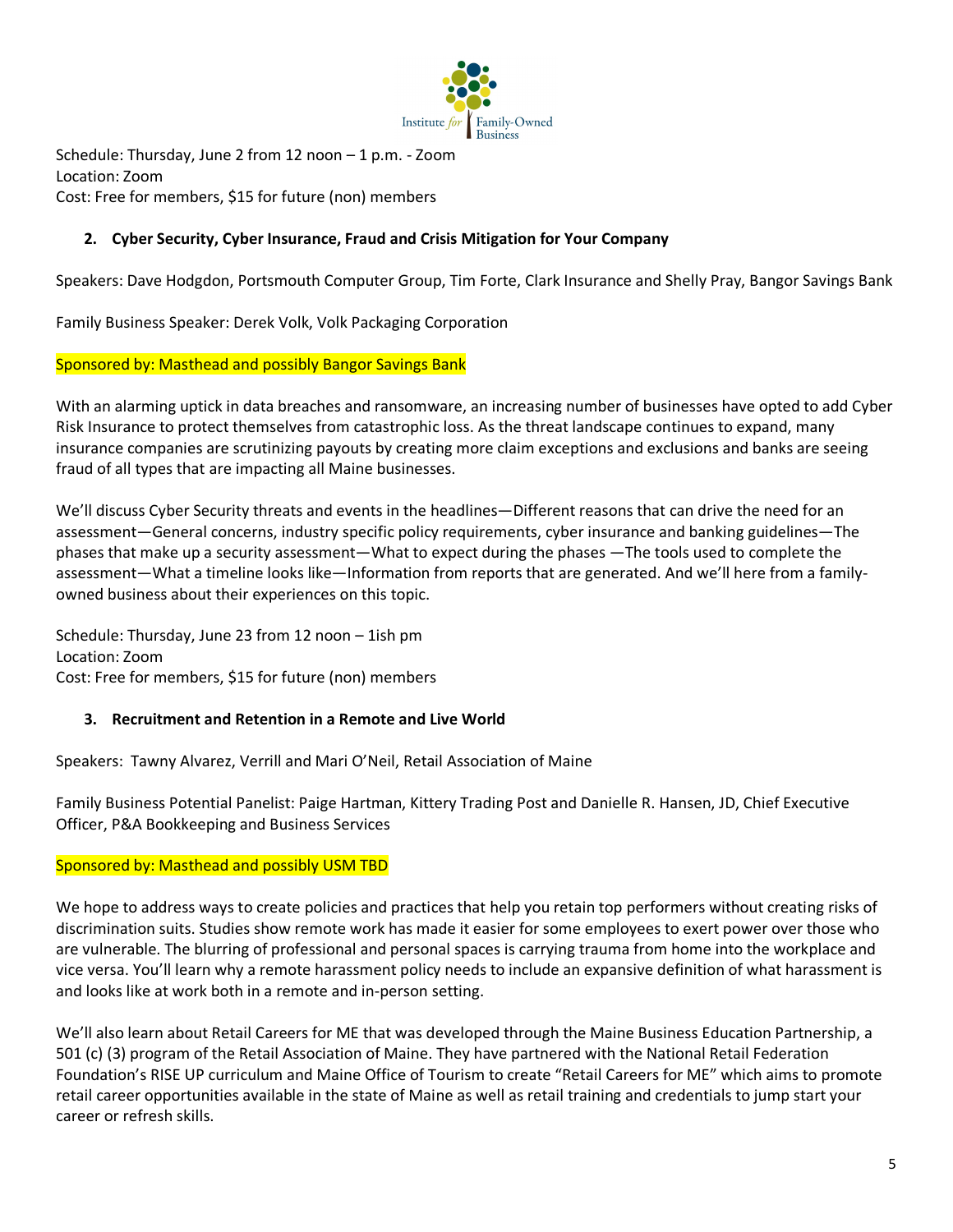Schedule: Thursday, June 2 from 12 noon – 1 p.m. - Zoom
Location: Zoom
Cost: Free for members, $15 for future (non) members

**2. Cyber Security, Cyber Insurance, Fraud and Crisis Mitigation for Your Company**

Speakers: Dave Hodgdon, Portsmouth Computer Group, Tim Forte, Clark Insurance and Shelly Pray, Bangor Savings Bank

Family Business Speaker: Derek Volk, Volk Packaging Corporation

Sponsored by: Masthead and possibly Bangor Savings Bank

With an alarming uptick in data breaches and ransomware, an increasing number of businesses have opted to add Cyber Risk Insurance to protect themselves from catastrophic loss. As the threat landscape continues to expand, many insurance companies are scrutinizing payouts by creating more claim exceptions and exclusions and banks are seeing fraud of all types that are impacting all Maine businesses.

We'll discuss Cyber Security threats and events in the headlines—Different reasons that can drive the need for an assessment—General concerns, industry specific policy requirements, cyber insurance and banking guidelines—The phases that make up a security assessment—What to expect during the phases —The tools used to complete the assessment—What a timeline looks like—Information from reports that are generated. And we'll here from a family-owned business about their experiences on this topic.

Schedule: Thursday, June 23 from 12 noon – 1ish pm
Location: Zoom
Cost: Free for members, $15 for future (non) members

**3. Recruitment and Retention in a Remote and Live World**

Speakers: Tawny Alvarez, Verrill and Mari O'Neil, Retail Association of Maine

Family Business Potential Panelist: Paige Hartman, Kittery Trading Post and Danielle R. Hansen, JD, Chief Executive Officer, P&A Bookkeeping and Business Services

Sponsored by: Masthead and possibly USM TBD

We hope to address ways to create policies and practices that help you retain top performers without creating risks of discrimination suits. Studies show remote work has made it easier for some employees to exert power over those who are vulnerable. The blurring of professional and personal spaces is carrying trauma from home into the workplace and vice versa. You'll learn why a remote harassment policy needs to include an expansive definition of what harassment is and looks like at work both in a remote and in-person setting.

We'll also learn about Retail Careers for ME that was developed through the Maine Business Education Partnership, a 501 (c) (3) program of the Retail Association of Maine. They have partnered with the National Retail Federation Foundation's RISE UP curriculum and Maine Office of Tourism to create "Retail Careers for ME" which aims to promote retail career opportunities available in the state of Maine as well as retail training and credentials to jump start your career or refresh skills.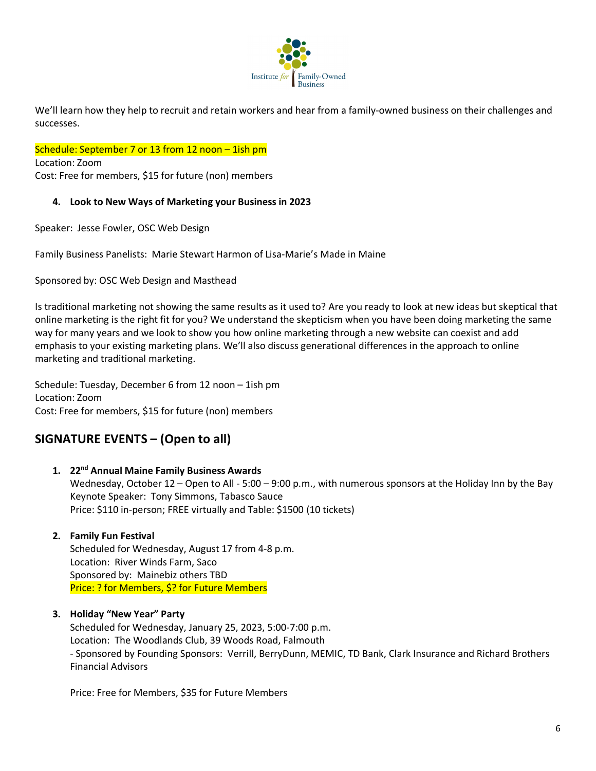We'll learn how they help to recruit and retain workers and hear from a family-owned business on their challenges and successes.

Schedule: September 7 or 13 from 12 noon – 1ish pm
Location: Zoom
Cost: Free for members, $15 for future (non) members

4. **Look to New Ways of Marketing your Business in 2023**

Speaker: Jesse Fowler, OSC Web Design

Family Business Panelists: Marie Stewart Harmon of Lisa-Marie's Made in Maine

Sponsored by: OSC Web Design and Masthead

Is traditional marketing not showing the same results as it used to? Are you ready to look at new ideas but skeptical that online marketing is the right fit for you? We understand the skepticism when you have been doing marketing the same way for many years and we look to show you how online marketing through a new website can coexist and add emphasis to your existing marketing plans. We'll also discuss generational differences in the approach to online marketing and traditional marketing.

Schedule: Tuesday, December 6 from 12 noon – 1ish pm
Location: Zoom
Cost: Free for members, $15 for future (non) members

## SIGNATURE EVENTS – (Open to all)

1. **22nd Annual Maine Family Business Awards**
   Wednesday, October 12 – Open to All - 5:00 – 9:00 p.m., with numerous sponsors at the Holiday Inn by the Bay
   Keynote Speaker: Tony Simmons, Tabasco Sauce
   Price: $110 in-person; FREE virtually and Table: $1500 (10 tickets)

2. **Family Fun Festival**
   Scheduled for Wednesday, August 17 from 4-8 p.m.
   Location: River Winds Farm, Saco
   Sponsored by: Mainebiz others TBD
   Price: ? for Members, $? for Future Members

3. **Holiday "New Year" Party**
   Scheduled for Wednesday, January 25, 2023, 5:00-7:00 p.m.
   Location: The Woodlands Club, 39 Woods Road, Falmouth
   - Sponsored by Founding Sponsors: Verrill, BerryDunn, MEMIC, TD Bank, Clark Insurance and Richard Brothers Financial Advisors

   Price: Free for Members, $35 for Future Members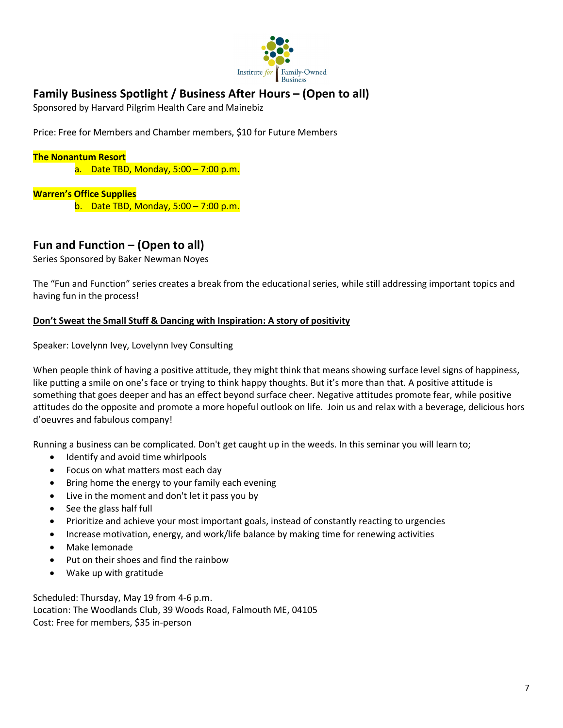## Family Business Spotlight / Business After Hours – (Open to all)

Sponsored by Harvard Pilgrim Health Care and Mainebiz

Price: Free for Members and Chamber members, $10 for Future Members

**The Nonantum Resort**

a. Date TBD, Monday, 5:00 – 7:00 p.m.

**Warren's Office Supplies**

b. Date TBD, Monday, 5:00 – 7:00 p.m.

## Fun and Function – (Open to all)

Series Sponsored by Baker Newman Noyes

The "Fun and Function" series creates a break from the educational series, while still addressing important topics and having fun in the process!

**Don't Sweat the Small Stuff & Dancing with Inspiration: A story of positivity**

Speaker: Lovelynn Ivey, Lovelynn Ivey Consulting

When people think of having a positive attitude, they might think that means showing surface level signs of happiness, like putting a smile on one's face or trying to think happy thoughts. But it's more than that. A positive attitude is something that goes deeper and has an effect beyond surface cheer. Negative attitudes promote fear, while positive attitudes do the opposite and promote a more hopeful outlook on life. Join us and relax with a beverage, delicious hors d'oeuvres and fabulous company!

Running a business can be complicated. Don't get caught up in the weeds. In this seminar you will learn to;

- Identify and avoid time whirlpools
- Focus on what matters most each day
- Bring home the energy to your family each evening
- Live in the moment and don't let it pass you by
- See the glass half full
- Prioritize and achieve your most important goals, instead of constantly reacting to urgencies
- Increase motivation, energy, and work/life balance by making time for renewing activities
- Make lemonade
- Put on their shoes and find the rainbow
- Wake up with gratitude

Scheduled: Thursday, May 19 from 4-6 p.m.
Location: The Woodlands Club, 39 Woods Road, Falmouth ME, 04105
Cost: Free for members, $35 in-person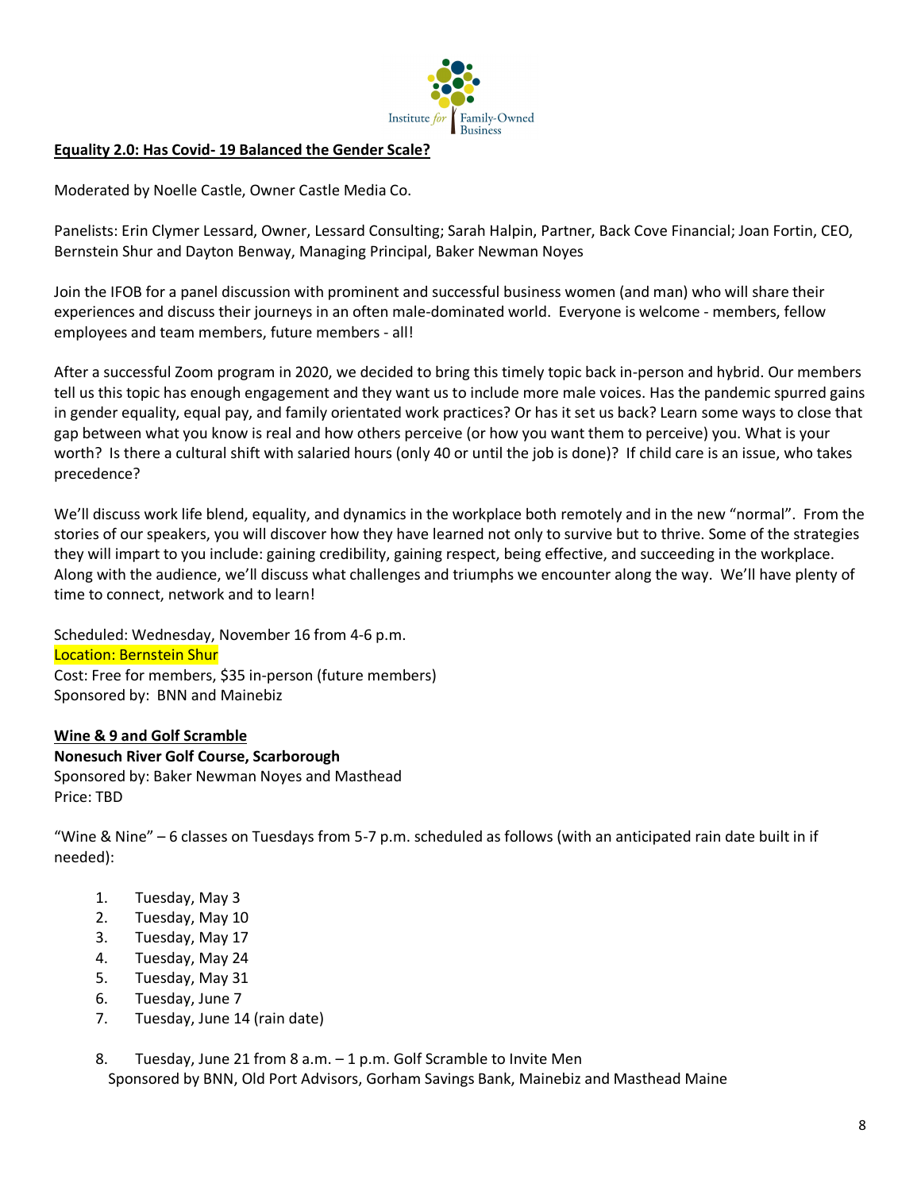**Equality 2.0: Has Covid- 19 Balanced the Gender Scale?**

Moderated by Noelle Castle, Owner Castle Media Co.

Panelists: Erin Clymer Lessard, Owner, Lessard Consulting; Sarah Halpin, Partner, Back Cove Financial; Joan Fortin, CEO, Bernstein Shur and Dayton Benway, Managing Principal, Baker Newman Noyes

Join the IFOB for a panel discussion with prominent and successful business women (and man) who will share their experiences and discuss their journeys in an often male-dominated world. Everyone is welcome - members, fellow employees and team members, future members - all!

After a successful Zoom program in 2020, we decided to bring this timely topic back in-person and hybrid. Our members tell us this topic has enough engagement and they want us to include more male voices. Has the pandemic spurred gains in gender equality, equal pay, and family orientated work practices? Or has it set us back? Learn some ways to close that gap between what you know is real and how others perceive (or how you want them to perceive) you. What is your worth? Is there a cultural shift with salaried hours (only 40 or until the job is done)? If child care is an issue, who takes precedence?

We'll discuss work life blend, equality, and dynamics in the workplace both remotely and in the new "normal". From the stories of our speakers, you will discover how they have learned not only to survive but to thrive. Some of the strategies they will impart to you include: gaining credibility, gaining respect, being effective, and succeeding in the workplace. Along with the audience, we'll discuss what challenges and triumphs we encounter along the way. We'll have plenty of time to connect, network and to learn!

Scheduled: Wednesday, November 16 from 4-6 p.m.
Location: Bernstein Shur
Cost: Free for members, $35 in-person (future members)
Sponsored by: BNN and Mainebiz

**Wine & 9 and Golf Scramble**
**Nonesuch River Golf Course, Scarborough**
Sponsored by: Baker Newman Noyes and Masthead
Price: TBD

"Wine & Nine" – 6 classes on Tuesdays from 5-7 p.m. scheduled as follows (with an anticipated rain date built in if needed):

1. Tuesday, May 3
2. Tuesday, May 10
3. Tuesday, May 17
4. Tuesday, May 24
5. Tuesday, May 31
6. Tuesday, June 7
7. Tuesday, June 14 (rain date)

8. Tuesday, June 21 from 8 a.m. – 1 p.m. Golf Scramble to Invite Men
   Sponsored by BNN, Old Port Advisors, Gorham Savings Bank, Mainebiz and Masthead Maine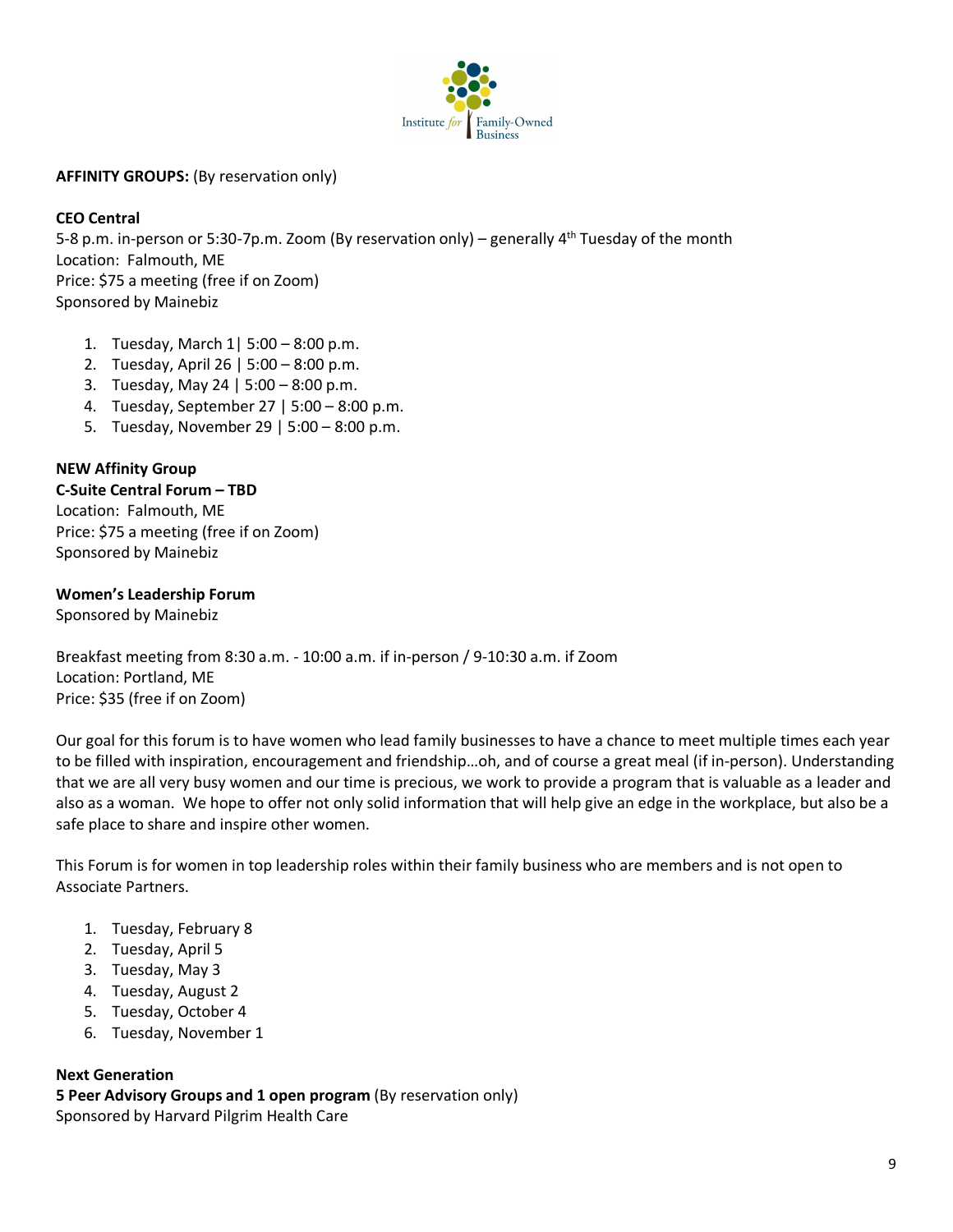**AFFINITY GROUPS:** (By reservation only)

**CEO Central**
5-8 p.m. in-person or 5:30-7p.m. Zoom (By reservation only) – generally 4th Tuesday of the month
Location: Falmouth, ME
Price: $75 a meeting (free if on Zoom)
Sponsored by Mainebiz

1. Tuesday, March 1| 5:00 – 8:00 p.m.
2. Tuesday, April 26 | 5:00 – 8:00 p.m.
3. Tuesday, May 24 | 5:00 – 8:00 p.m.
4. Tuesday, September 27 | 5:00 – 8:00 p.m.
5. Tuesday, November 29 | 5:00 – 8:00 p.m.

**NEW Affinity Group**
**C-Suite Central Forum – TBD**
Location: Falmouth, ME
Price: $75 a meeting (free if on Zoom)
Sponsored by Mainebiz

**Women's Leadership Forum**
Sponsored by Mainebiz

Breakfast meeting from 8:30 a.m. - 10:00 a.m. if in-person / 9-10:30 a.m. if Zoom
Location: Portland, ME
Price: $35 (free if on Zoom)

Our goal for this forum is to have women who lead family businesses to have a chance to meet multiple times each year to be filled with inspiration, encouragement and friendship…oh, and of course a great meal (if in-person). Understanding that we are all very busy women and our time is precious, we work to provide a program that is valuable as a leader and also as a woman. We hope to offer not only solid information that will help give an edge in the workplace, but also be a safe place to share and inspire other women.

This Forum is for women in top leadership roles within their family business who are members and is not open to Associate Partners.

1. Tuesday, February 8
2. Tuesday, April 5
3. Tuesday, May 3
4. Tuesday, August 2
5. Tuesday, October 4
6. Tuesday, November 1

**Next Generation**
**5 Peer Advisory Groups and 1 open program** (By reservation only)
Sponsored by Harvard Pilgrim Health Care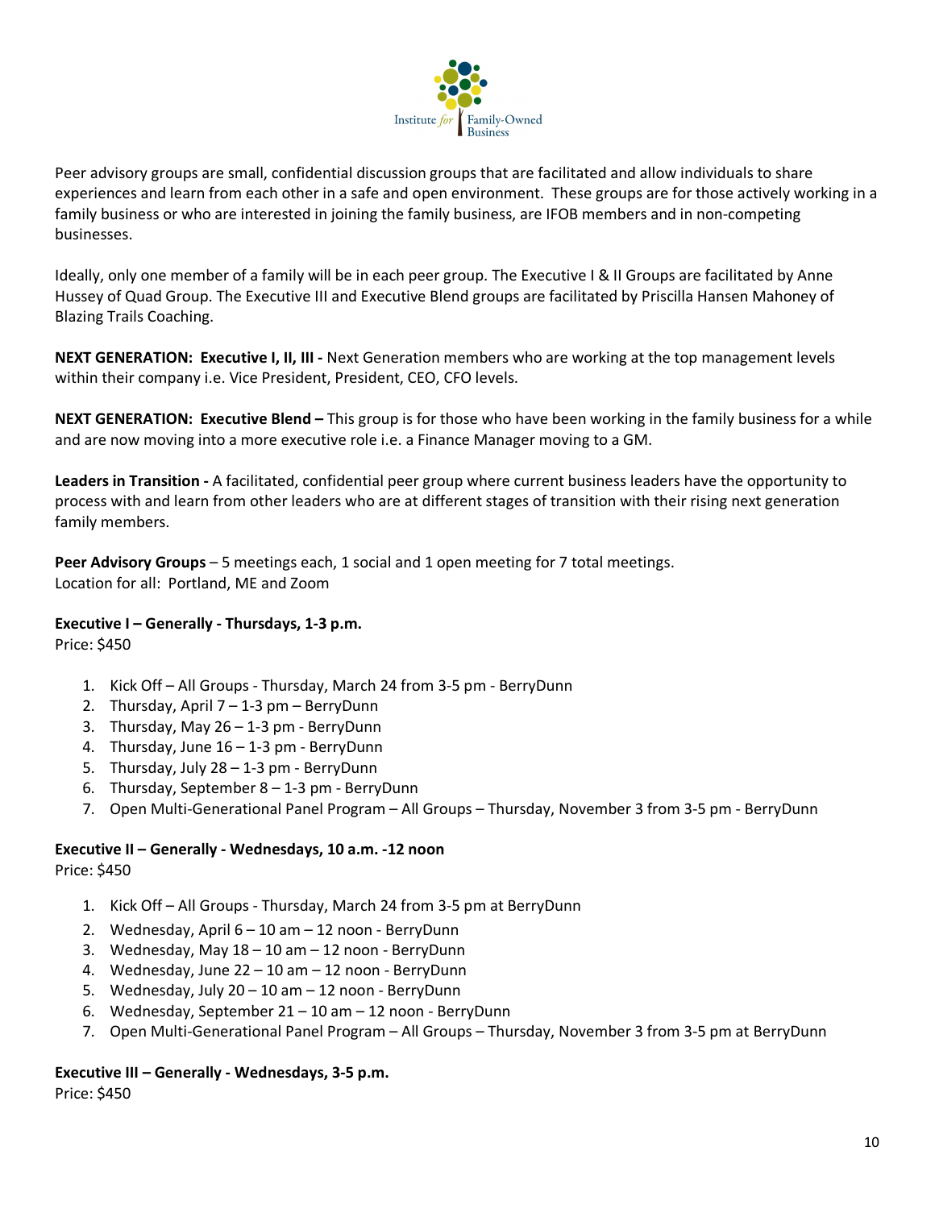Peer advisory groups are small, confidential discussion groups that are facilitated and allow individuals to share experiences and learn from each other in a safe and open environment. These groups are for those actively working in a family business or who are interested in joining the family business, are IFOB members and in non-competing businesses.

Ideally, only one member of a family will be in each peer group. The Executive I & II Groups are facilitated by Anne Hussey of Quad Group. The Executive III and Executive Blend groups are facilitated by Priscilla Hansen Mahoney of Blazing Trails Coaching.

**NEXT GENERATION: Executive I, II, III -** Next Generation members who are working at the top management levels within their company i.e. Vice President, President, CEO, CFO levels.

**NEXT GENERATION: Executive Blend –** This group is for those who have been working in the family business for a while and are now moving into a more executive role i.e. a Finance Manager moving to a GM.

**Leaders in Transition -** A facilitated, confidential peer group where current business leaders have the opportunity to process with and learn from other leaders who are at different stages of transition with their rising next generation family members.

**Peer Advisory Groups** – 5 meetings each, 1 social and 1 open meeting for 7 total meetings.
Location for all: Portland, ME and Zoom

**Executive I – Generally - Thursdays, 1-3 p.m.**
Price: $450

1. Kick Off – All Groups - Thursday, March 24 from 3-5 pm - BerryDunn
2. Thursday, April 7 – 1-3 pm – BerryDunn
3. Thursday, May 26 – 1-3 pm - BerryDunn
4. Thursday, June 16 – 1-3 pm - BerryDunn
5. Thursday, July 28 – 1-3 pm - BerryDunn
6. Thursday, September 8 – 1-3 pm - BerryDunn
7. Open Multi-Generational Panel Program – All Groups – Thursday, November 3 from 3-5 pm - BerryDunn

**Executive II – Generally - Wednesdays, 10 a.m. -12 noon**
Price: $450

1. Kick Off – All Groups - Thursday, March 24 from 3-5 pm at BerryDunn
2. Wednesday, April 6 – 10 am – 12 noon - BerryDunn
3. Wednesday, May 18 – 10 am – 12 noon - BerryDunn
4. Wednesday, June 22 – 10 am – 12 noon - BerryDunn
5. Wednesday, July 20 – 10 am – 12 noon - BerryDunn
6. Wednesday, September 21 – 10 am – 12 noon - BerryDunn
7. Open Multi-Generational Panel Program – All Groups – Thursday, November 3 from 3-5 pm at BerryDunn

**Executive III – Generally - Wednesdays, 3-5 p.m.**
Price: $450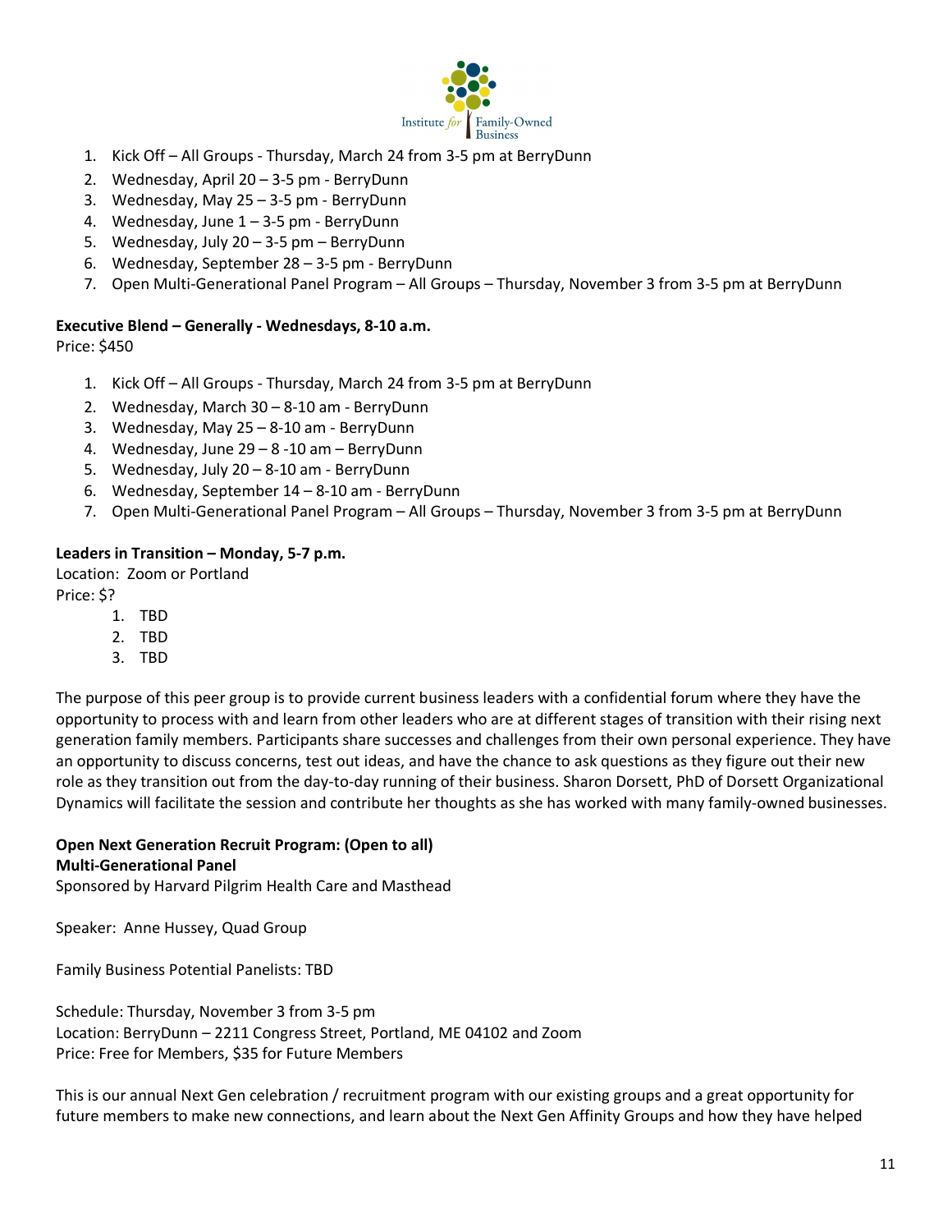1. Kick Off – All Groups - Thursday, March 24 from 3-5 pm at BerryDunn
2. Wednesday, April 20 – 3-5 pm - BerryDunn
3. Wednesday, May 25 – 3-5 pm - BerryDunn
4. Wednesday, June 1 – 3-5 pm - BerryDunn
5. Wednesday, July 20 – 3-5 pm – BerryDunn
6. Wednesday, September 28 – 3-5 pm - BerryDunn
7. Open Multi-Generational Panel Program – All Groups – Thursday, November 3 from 3-5 pm at BerryDunn

**Executive Blend – Generally - Wednesdays, 8-10 a.m.**
Price: $450

1. Kick Off – All Groups - Thursday, March 24 from 3-5 pm at BerryDunn
2. Wednesday, March 30 – 8-10 am - BerryDunn
3. Wednesday, May 25 – 8-10 am - BerryDunn
4. Wednesday, June 29 – 8 -10 am – BerryDunn
5. Wednesday, July 20 – 8-10 am - BerryDunn
6. Wednesday, September 14 – 8-10 am - BerryDunn
7. Open Multi-Generational Panel Program – All Groups – Thursday, November 3 from 3-5 pm at BerryDunn

**Leaders in Transition – Monday, 5-7 p.m.**
Location: Zoom or Portland
Price: $?

1. TBD
2. TBD
3. TBD

The purpose of this peer group is to provide current business leaders with a confidential forum where they have the opportunity to process with and learn from other leaders who are at different stages of transition with their rising next generation family members. Participants share successes and challenges from their own personal experience. They have an opportunity to discuss concerns, test out ideas, and have the chance to ask questions as they figure out their new role as they transition out from the day-to-day running of their business. Sharon Dorsett, PhD of Dorsett Organizational Dynamics will facilitate the session and contribute her thoughts as she has worked with many family-owned businesses.

**Open Next Generation Recruit Program: (Open to all)**
**Multi-Generational Panel**
Sponsored by Harvard Pilgrim Health Care and Masthead

Speaker: Anne Hussey, Quad Group

Family Business Potential Panelists: TBD

Schedule: Thursday, November 3 from 3-5 pm
Location: BerryDunn – 2211 Congress Street, Portland, ME 04102 and Zoom
Price: Free for Members, $35 for Future Members

This is our annual Next Gen celebration / recruitment program with our existing groups and a great opportunity for future members to make new connections, and learn about the Next Gen Affinity Groups and how they have helped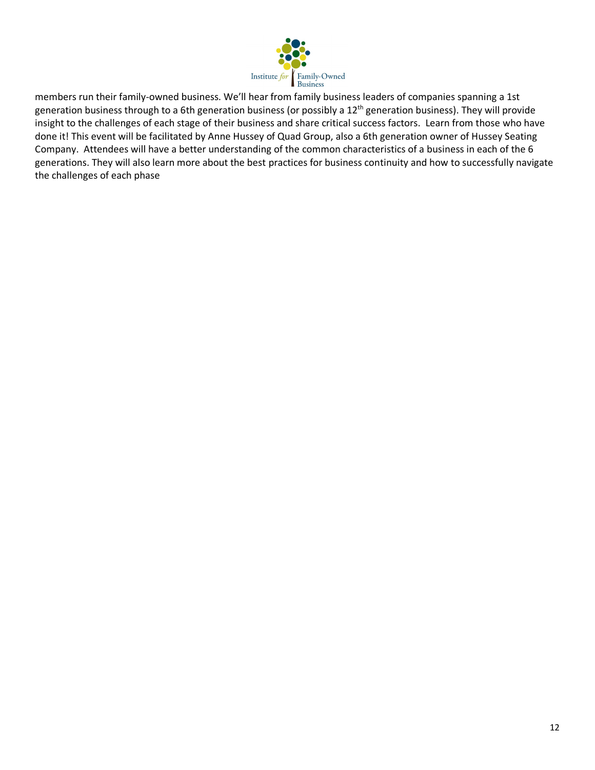members run their family-owned business. We'll hear from family business leaders of companies spanning a 1st generation business through to a 6th generation business (or possibly a 12th generation business). They will provide insight to the challenges of each stage of their business and share critical success factors. Learn from those who have done it! This event will be facilitated by Anne Hussey of Quad Group, also a 6th generation owner of Hussey Seating Company. Attendees will have a better understanding of the common characteristics of a business in each of the 6 generations. They will also learn more about the best practices for business continuity and how to successfully navigate the challenges of each phase